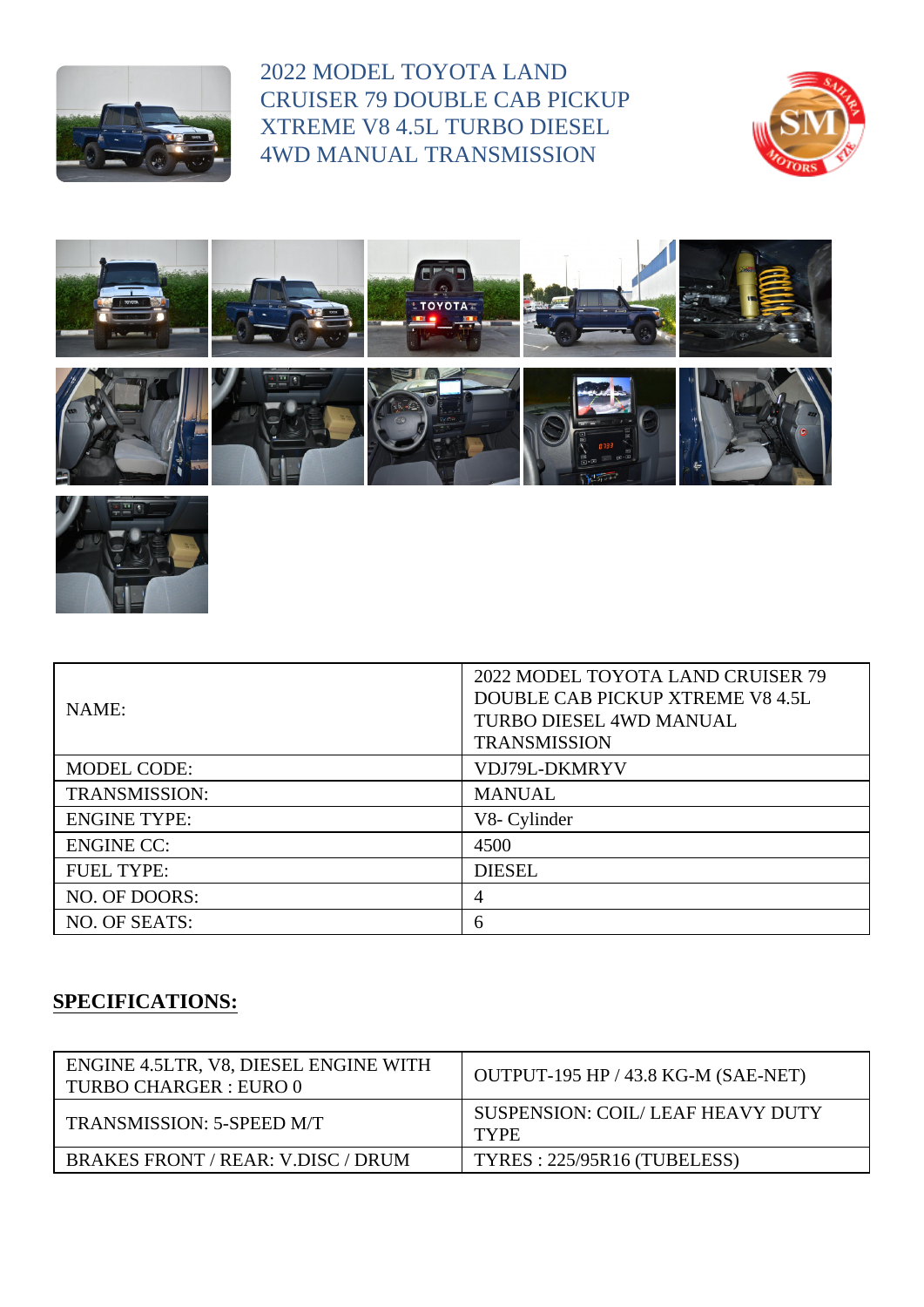# 2022 MODEL TOYOTA LAND CRUISER 79 DOUBLE CAB PICKUP XTREME V8 4.5L TURBO DIESEL 4WD MANUAL TRANSMISSION

| NAME: | 2022 MODEL TOYOTA LAND CRUISER 79 DOUBLE CAB PICKUP XTREME V8 4.5L TURBO DIESEL 4WD MANUAL TRANSMISSION |
|---|---|
| MODEL CODE: | VDJ79L-DKMRYV |
| TRANSMISSION: | MANUAL |
| ENGINE TYPE: | V8- Cylinder |
| ENGINE CC: | 4500 |
| FUEL TYPE: | DIESEL |
| NO. OF DOORS: | 4 |
| NO. OF SEATS: | 6 |

## SPECIFICATIONS:

| ENGINE 4.5LTR, V8, DIESEL ENGINE WITH TURBO CHARGER : EURO 0 | OUTPUT-195 HP / 43.8 KG-M (SAE-NET) |
|---|---|
| TRANSMISSION: 5-SPEED M/T | SUSPENSION: COIL/ LEAF HEAVY DUTY TYPE |
| BRAKES FRONT / REAR: V.DISC / DRUM | TYRES : 225/95R16 (TUBELESS) |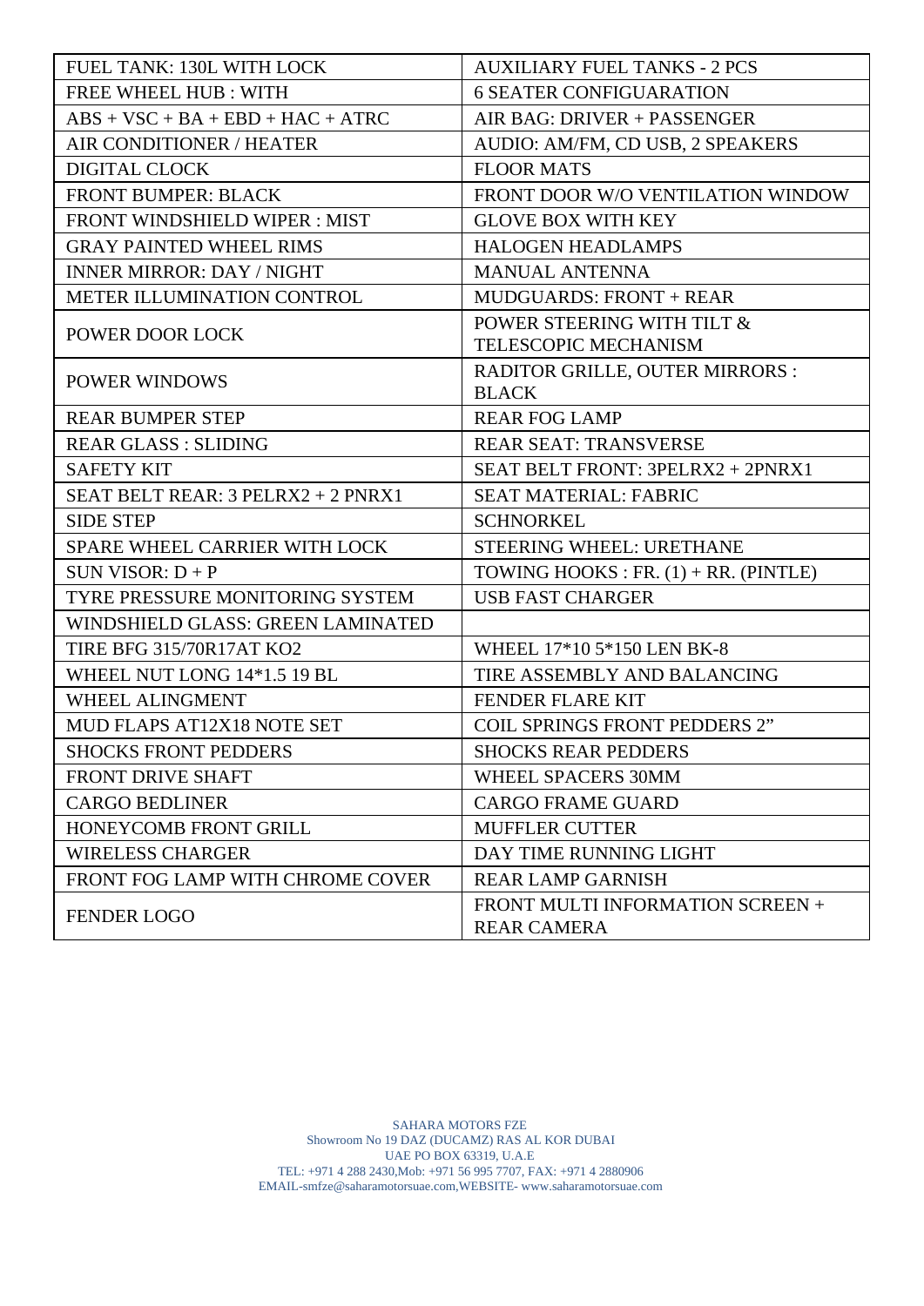| | |
|---|---|
| FUEL TANK: 130L WITH LOCK | AUXILIARY FUEL TANKS - 2 PCS |
| FREE WHEEL HUB : WITH | 6 SEATER CONFIGUARATION |
| ABS + VSC + BA + EBD + HAC + ATRC | AIR BAG: DRIVER + PASSENGER |
| AIR CONDITIONER / HEATER | AUDIO: AM/FM, CD USB, 2 SPEAKERS |
| DIGITAL CLOCK | FLOOR MATS |
| FRONT BUMPER: BLACK | FRONT DOOR W/O VENTILATION WINDOW |
| FRONT WINDSHIELD WIPER : MIST | GLOVE BOX WITH KEY |
| GRAY PAINTED WHEEL RIMS | HALOGEN HEADLAMPS |
| INNER MIRROR: DAY / NIGHT | MANUAL ANTENNA |
| METER ILLUMINATION CONTROL | MUDGUARDS: FRONT + REAR |
| POWER DOOR LOCK | POWER STEERING WITH TILT & TELESCOPIC MECHANISM |
| POWER WINDOWS | RADITOR GRILLE, OUTER MIRRORS : BLACK |
| REAR BUMPER STEP | REAR FOG LAMP |
| REAR GLASS : SLIDING | REAR SEAT: TRANSVERSE |
| SAFETY KIT | SEAT BELT FRONT: 3PELRX2 + 2PNRX1 |
| SEAT BELT REAR: 3 PELRX2 + 2 PNRX1 | SEAT MATERIAL: FABRIC |
| SIDE STEP | SCHNORKEL |
| SPARE WHEEL CARRIER WITH LOCK | STEERING WHEEL: URETHANE |
| SUN VISOR: D + P | TOWING HOOKS : FR. (1) + RR. (PINTLE) |
| TYRE PRESSURE MONITORING SYSTEM | USB FAST CHARGER |
| WINDSHIELD GLASS: GREEN LAMINATED | |
| TIRE BFG 315/70R17AT KO2 | WHEEL 17*10 5*150 LEN BK-8 |
| WHEEL NUT LONG 14*1.5 19 BL | TIRE ASSEMBLY AND BALANCING |
| WHEEL ALINGMENT | FENDER FLARE KIT |
| MUD FLAPS AT12X18 NOTE SET | COIL SPRINGS FRONT PEDDERS 2” |
| SHOCKS FRONT PEDDERS | SHOCKS REAR PEDDERS |
| FRONT DRIVE SHAFT | WHEEL SPACERS 30MM |
| CARGO BEDLINER | CARGO FRAME GUARD |
| HONEYCOMB FRONT GRILL | MUFFLER CUTTER |
| WIRELESS CHARGER | DAY TIME RUNNING LIGHT |
| FRONT FOG LAMP WITH CHROME COVER | REAR LAMP GARNISH |
| FENDER LOGO | FRONT MULTI INFORMATION SCREEN + REAR CAMERA |

SAHARA MOTORS FZE
Showroom No 19 DAZ (DUCAMZ) RAS AL KOR DUBAI
UAE PO BOX 63319, U.A.E
TEL: +971 4 288 2430,Mob: +971 56 995 7707, FAX: +971 4 2880906
EMAIL-smfze@saharamotorsuae.com,WEBSITE- www.saharamotorsuae.com